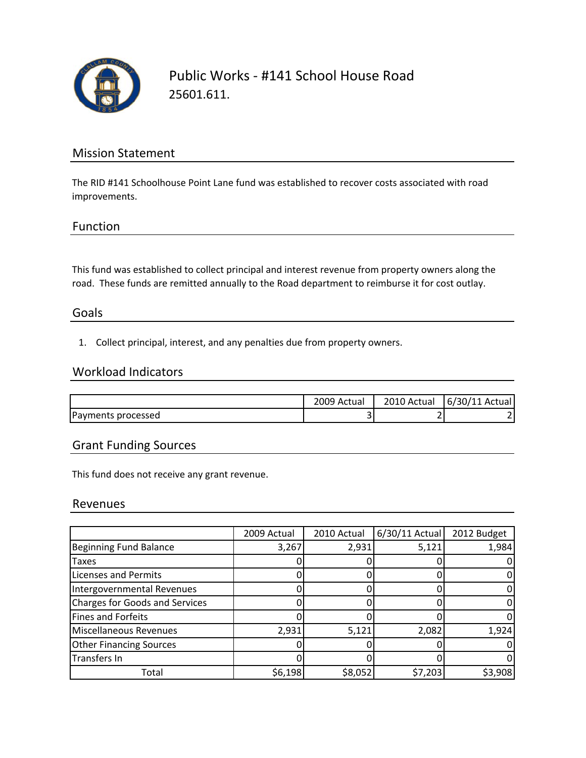# Public Works - #141 School House Road

25601.611.

## Mission Statement

The RID #141 Schoolhouse Point Lane fund was established to recover costs associated with road improvements.

## Function

This fund was established to collect principal and interest revenue from property owners along the road. These funds are remitted annually to the Road department to reimburse it for cost outlay.

## Goals

1. Collect principal, interest, and any penalties due from property owners.

## Workload Indicators

| | 2009 Actual | 2010 Actual | 6/30/11 Actual |
|---|---|---|---|
| Payments processed | 3 | 2 | 2 |

## Grant Funding Sources

This fund does not receive any grant revenue.

## Revenues

| | 2009 Actual | 2010 Actual | 6/30/11 Actual | 2012 Budget |
|---|---|---|---|---|
| Beginning Fund Balance | 3,267 | 2,931 | 5,121 | 1,984 |
| Taxes | 0 | 0 | 0 | 0 |
| Licenses and Permits | 0 | 0 | 0 | 0 |
| Intergovernmental Revenues | 0 | 0 | 0 | 0 |
| Charges for Goods and Services | 0 | 0 | 0 | 0 |
| Fines and Forfeits | 0 | 0 | 0 | 0 |
| Miscellaneous Revenues | 2,931 | 5,121 | 2,082 | 1,924 |
| Other Financing Sources | 0 | 0 | 0 | 0 |
| Transfers In | 0 | 0 | 0 | 0 |
| Total | $6,198 | $8,052 | $7,203 | $3,908 |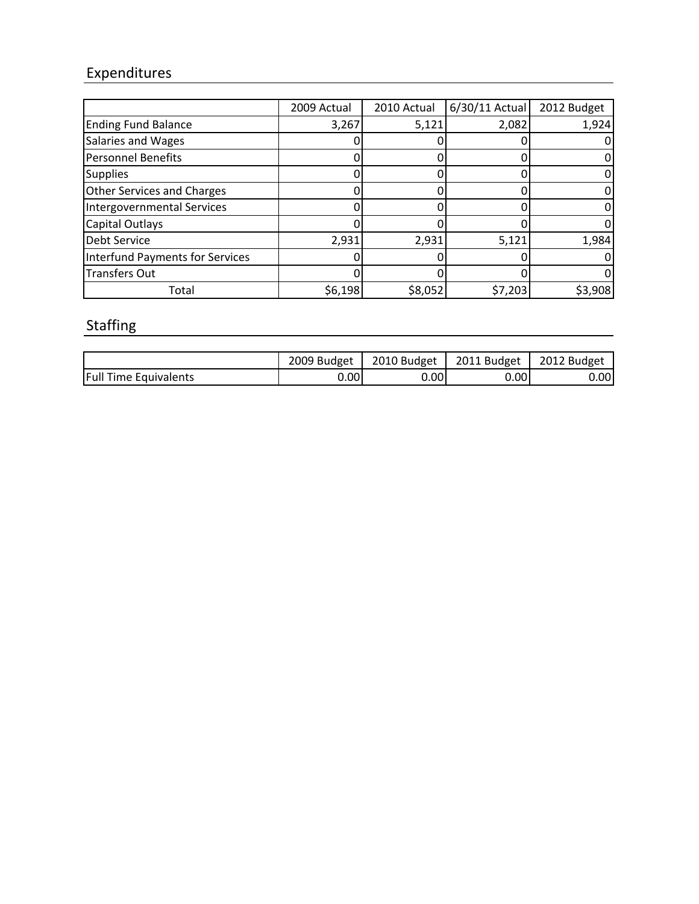## Expenditures

| | 2009 Actual | 2010 Actual | 6/30/11 Actual | 2012 Budget |
|---|---|---|---|---|
| Ending Fund Balance | 3,267 | 5,121 | 2,082 | 1,924 |
| Salaries and Wages | 0 | 0 | 0 | 0 |
| Personnel Benefits | 0 | 0 | 0 | 0 |
| Supplies | 0 | 0 | 0 | 0 |
| Other Services and Charges | 0 | 0 | 0 | 0 |
| Intergovernmental Services | 0 | 0 | 0 | 0 |
| Capital Outlays | 0 | 0 | 0 | 0 |
| Debt Service | 2,931 | 2,931 | 5,121 | 1,984 |
| Interfund Payments for Services | 0 | 0 | 0 | 0 |
| Transfers Out | 0 | 0 | 0 | 0 |
| Total | $6,198 | $8,052 | $7,203 | $3,908 |

## Staffing

| | 2009 Budget | 2010 Budget | 2011 Budget | 2012 Budget |
|---|---|---|---|---|
| Full Time Equivalents | 0.00 | 0.00 | 0.00 | 0.00 |